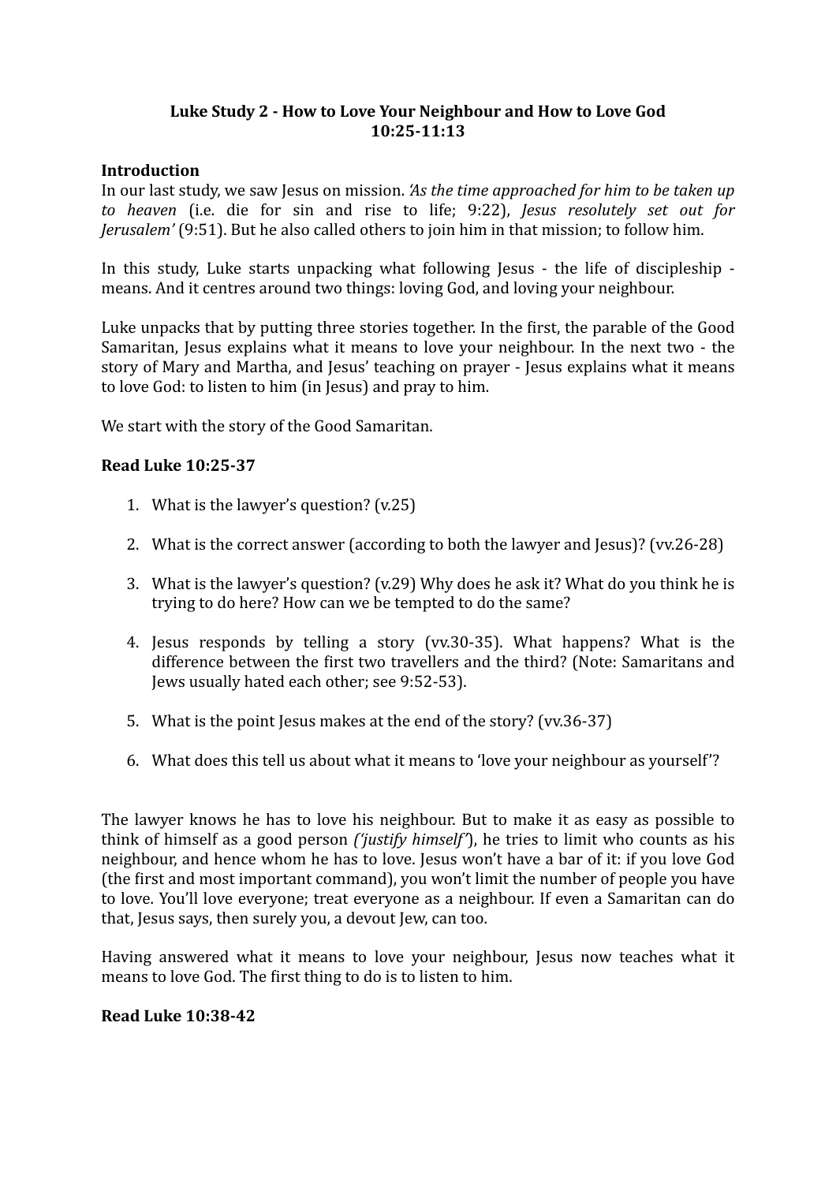**Luke Study 2 - How to Love Your Neighbour and How to Love God**
**10:25-11:13**

**Introduction**

In our last study, we saw Jesus on mission. *'As the time approached for him to be taken up to heaven* (i.e. die for sin and rise to life; 9:22), *Jesus resolutely set out for Jerusalem'* (9:51). But he also called others to join him in that mission; to follow him.

In this study, Luke starts unpacking what following Jesus - the life of discipleship - means. And it centres around two things: loving God, and loving your neighbour.

Luke unpacks that by putting three stories together. In the first, the parable of the Good Samaritan, Jesus explains what it means to love your neighbour. In the next two - the story of Mary and Martha, and Jesus' teaching on prayer - Jesus explains what it means to love God: to listen to him (in Jesus) and pray to him.

We start with the story of the Good Samaritan.

**Read Luke 10:25-37**

1. What is the lawyer's question? (v.25)
2. What is the correct answer (according to both the lawyer and Jesus)? (vv.26-28)
3. What is the lawyer's question? (v.29) Why does he ask it? What do you think he is trying to do here? How can we be tempted to do the same?
4. Jesus responds by telling a story (vv.30-35). What happens? What is the difference between the first two travellers and the third? (Note: Samaritans and Jews usually hated each other; see 9:52-53).
5. What is the point Jesus makes at the end of the story? (vv.36-37)
6. What does this tell us about what it means to 'love your neighbour as yourself'?

The lawyer knows he has to love his neighbour. But to make it as easy as possible to think of himself as a good person *('justify himself')*, he tries to limit who counts as his neighbour, and hence whom he has to love. Jesus won't have a bar of it: if you love God (the first and most important command), you won't limit the number of people you have to love. You'll love everyone; treat everyone as a neighbour. If even a Samaritan can do that, Jesus says, then surely you, a devout Jew, can too.

Having answered what it means to love your neighbour, Jesus now teaches what it means to love God. The first thing to do is to listen to him.

**Read Luke 10:38-42**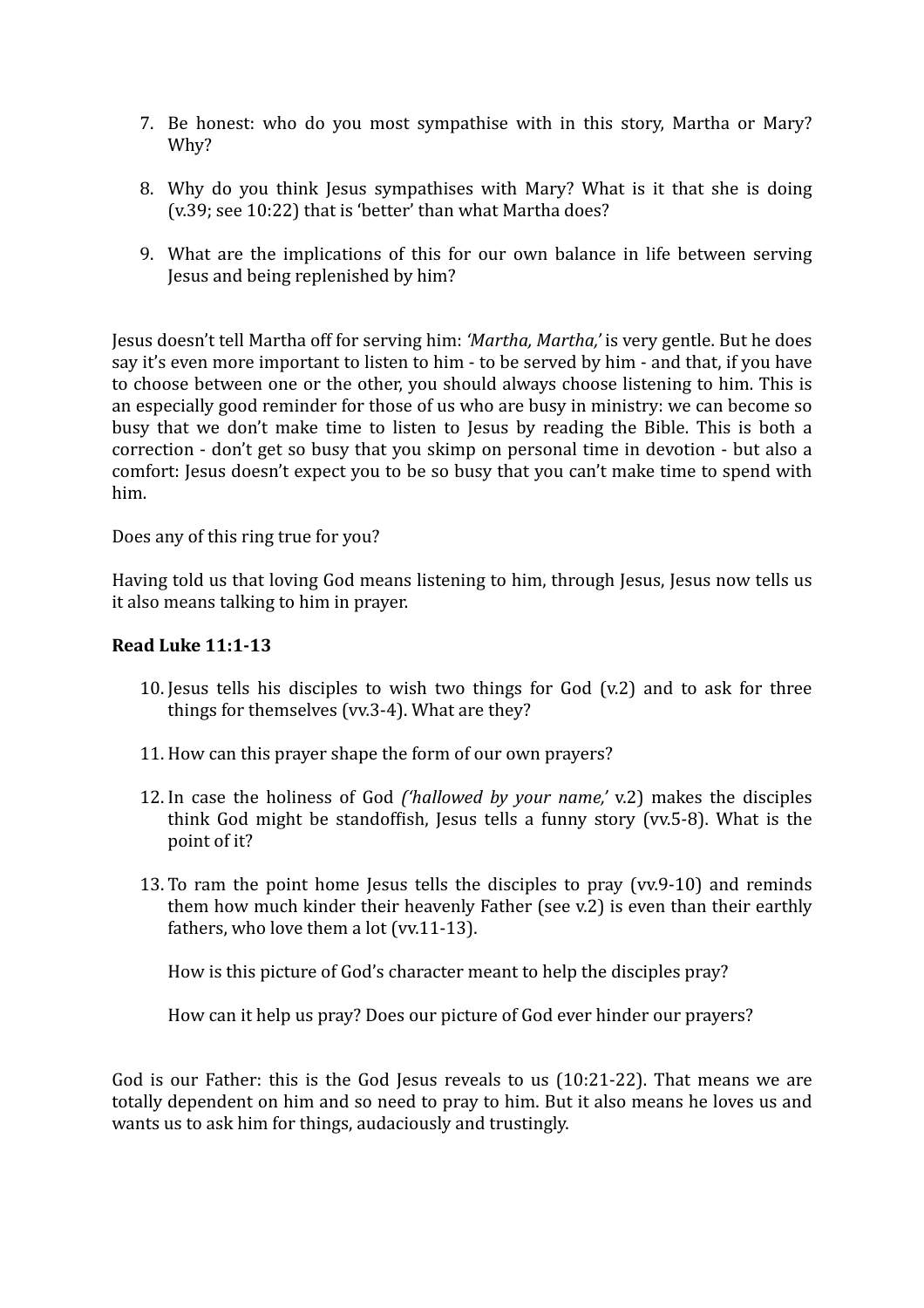7. Be honest: who do you most sympathise with in this story, Martha or Mary? Why?

8. Why do you think Jesus sympathises with Mary? What is it that she is doing (v.39; see 10:22) that is 'better' than what Martha does?

9. What are the implications of this for our own balance in life between serving Jesus and being replenished by him?

Jesus doesn't tell Martha off for serving him: *'Martha, Martha,'* is very gentle. But he does say it's even more important to listen to him - to be served by him - and that, if you have to choose between one or the other, you should always choose listening to him. This is an especially good reminder for those of us who are busy in ministry: we can become so busy that we don't make time to listen to Jesus by reading the Bible. This is both a correction - don't get so busy that you skimp on personal time in devotion - but also a comfort: Jesus doesn't expect you to be so busy that you can't make time to spend with him.

Does any of this ring true for you?

Having told us that loving God means listening to him, through Jesus, Jesus now tells us it also means talking to him in prayer.

**Read Luke 11:1-13**

10. Jesus tells his disciples to wish two things for God (v.2) and to ask for three things for themselves (vv.3-4). What are they?

11. How can this prayer shape the form of our own prayers?

12. In case the holiness of God *('hallowed by your name,'* v.2) makes the disciples think God might be standoffish, Jesus tells a funny story (vv.5-8). What is the point of it?

13. To ram the point home Jesus tells the disciples to pray (vv.9-10) and reminds them how much kinder their heavenly Father (see v.2) is even than their earthly fathers, who love them a lot (vv.11-13).

    How is this picture of God's character meant to help the disciples pray?

    How can it help us pray? Does our picture of God ever hinder our prayers?

God is our Father: this is the God Jesus reveals to us (10:21-22). That means we are totally dependent on him and so need to pray to him. But it also means he loves us and wants us to ask him for things, audaciously and trustingly.